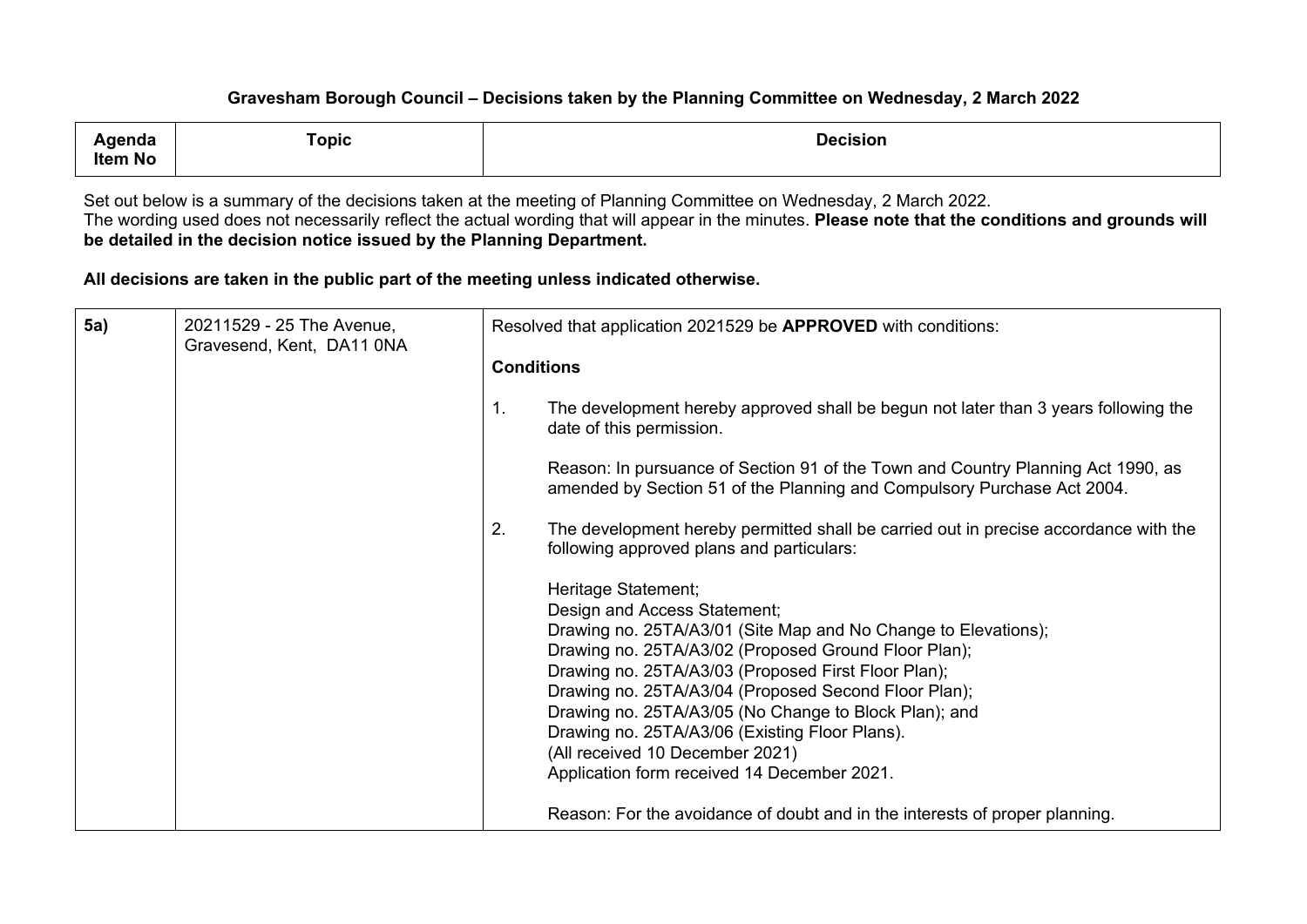## Gravesham Borough Council – Decisions taken by the Planning Committee on Wednesday, 2 March 2022

| Agenda Item No | Topic | Decision |
|---|---|---|

Set out below is a summary of the decisions taken at the meeting of Planning Committee on Wednesday, 2 March 2022.
The wording used does not necessarily reflect the actual wording that will appear in the minutes. **Please note that the conditions and grounds will be detailed in the decision notice issued by the Planning Department.**

**All decisions are taken in the public part of the meeting unless indicated otherwise.**

| | | |
|---|---|---|
| **5a)** | 20211529 - 25 The Avenue, Gravesend, Kent, DA11 0NA | Resolved that application 2021529 be **APPROVED** with conditions:<br><br>**Conditions**<br><br>1. The development hereby approved shall be begun not later than 3 years following the date of this permission.<br><br>Reason: In pursuance of Section 91 of the Town and Country Planning Act 1990, as amended by Section 51 of the Planning and Compulsory Purchase Act 2004.<br><br>2. The development hereby permitted shall be carried out in precise accordance with the following approved plans and particulars:<br><br>Heritage Statement;<br>Design and Access Statement;<br>Drawing no. 25TA/A3/01 (Site Map and No Change to Elevations);<br>Drawing no. 25TA/A3/02 (Proposed Ground Floor Plan);<br>Drawing no. 25TA/A3/03 (Proposed First Floor Plan);<br>Drawing no. 25TA/A3/04 (Proposed Second Floor Plan);<br>Drawing no. 25TA/A3/05 (No Change to Block Plan); and<br>Drawing no. 25TA/A3/06 (Existing Floor Plans).<br>(All received 10 December 2021)<br>Application form received 14 December 2021.<br><br>Reason: For the avoidance of doubt and in the interests of proper planning. |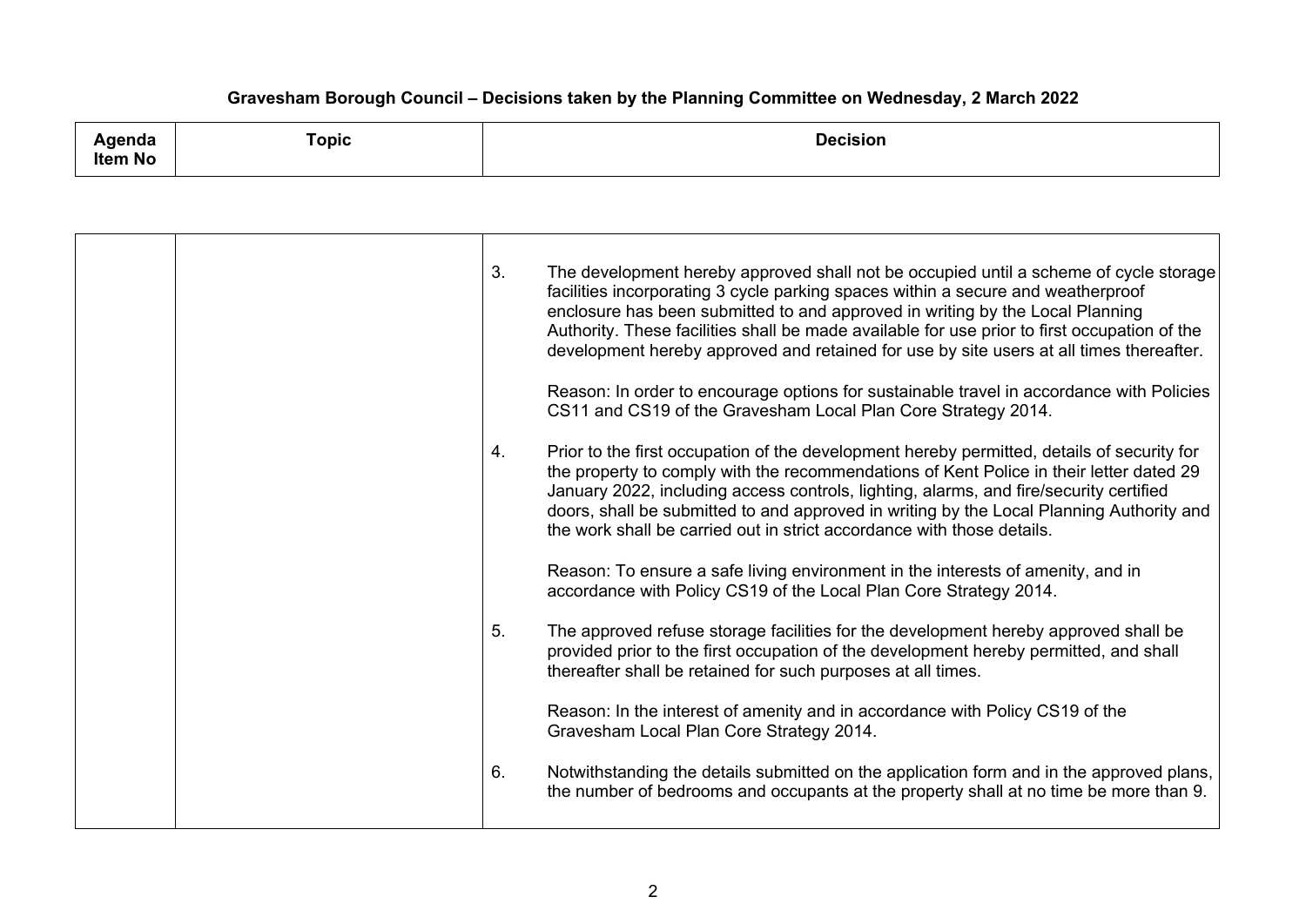**Gravesham Borough Council – Decisions taken by the Planning Committee on Wednesday, 2 March 2022**

| Agenda Item No | Topic | Decision |
|---|---|---|
| | | 3. The development hereby approved shall not be occupied until a scheme of cycle storage facilities incorporating 3 cycle parking spaces within a secure and weatherproof enclosure has been submitted to and approved in writing by the Local Planning Authority. These facilities shall be made available for use prior to first occupation of the development hereby approved and retained for use by site users at all times thereafter.<br><br>Reason: In order to encourage options for sustainable travel in accordance with Policies CS11 and CS19 of the Gravesham Local Plan Core Strategy 2014.<br><br>4. Prior to the first occupation of the development hereby permitted, details of security for the property to comply with the recommendations of Kent Police in their letter dated 29 January 2022, including access controls, lighting, alarms, and fire/security certified doors, shall be submitted to and approved in writing by the Local Planning Authority and the work shall be carried out in strict accordance with those details.<br><br>Reason: To ensure a safe living environment in the interests of amenity, and in accordance with Policy CS19 of the Local Plan Core Strategy 2014.<br><br>5. The approved refuse storage facilities for the development hereby approved shall be provided prior to the first occupation of the development hereby permitted, and shall thereafter shall be retained for such purposes at all times.<br><br>Reason: In the interest of amenity and in accordance with Policy CS19 of the Gravesham Local Plan Core Strategy 2014.<br><br>6. Notwithstanding the details submitted on the application form and in the approved plans, the number of bedrooms and occupants at the property shall at no time be more than 9. |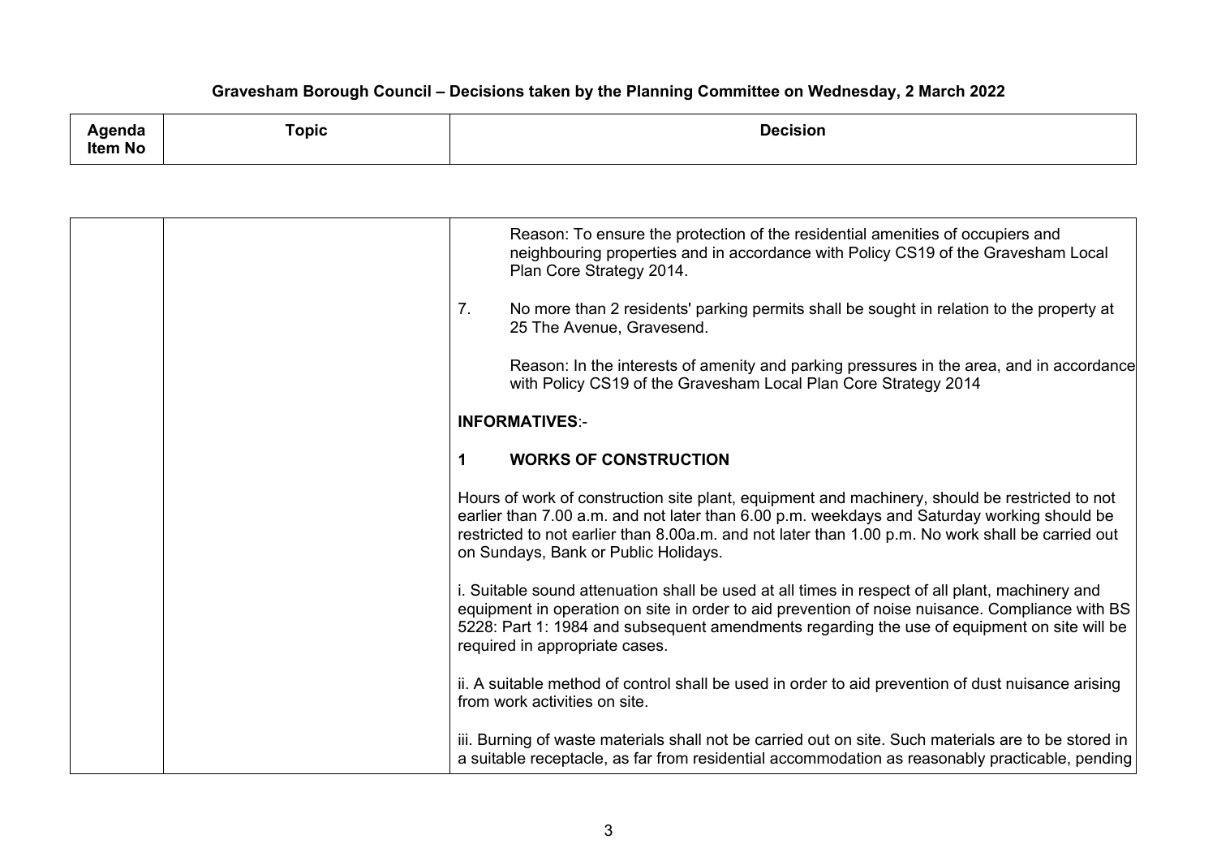# Gravesham Borough Council – Decisions taken by the Planning Committee on Wednesday, 2 March 2022

| Agenda Item No | Topic | Decision |
| --- | --- | --- |
| | | Reason: To ensure the protection of the residential amenities of occupiers and neighbouring properties and in accordance with Policy CS19 of the Gravesham Local Plan Core Strategy 2014.<br><br>7. No more than 2 residents' parking permits shall be sought in relation to the property at 25 The Avenue, Gravesend.<br><br>Reason: In the interests of amenity and parking pressures in the area, and in accordance with Policy CS19 of the Gravesham Local Plan Core Strategy 2014<br><br>**INFORMATIVES**:-<br><br>**1 WORKS OF CONSTRUCTION**<br><br>Hours of work of construction site plant, equipment and machinery, should be restricted to not earlier than 7.00 a.m. and not later than 6.00 p.m. weekdays and Saturday working should be restricted to not earlier than 8.00a.m. and not later than 1.00 p.m. No work shall be carried out on Sundays, Bank or Public Holidays.<br><br>i. Suitable sound attenuation shall be used at all times in respect of all plant, machinery and equipment in operation on site in order to aid prevention of noise nuisance. Compliance with BS 5228: Part 1: 1984 and subsequent amendments regarding the use of equipment on site will be required in appropriate cases.<br><br>ii. A suitable method of control shall be used in order to aid prevention of dust nuisance arising from work activities on site.<br><br>iii. Burning of waste materials shall not be carried out on site. Such materials are to be stored in a suitable receptacle, as far from residential accommodation as reasonably practicable, pending |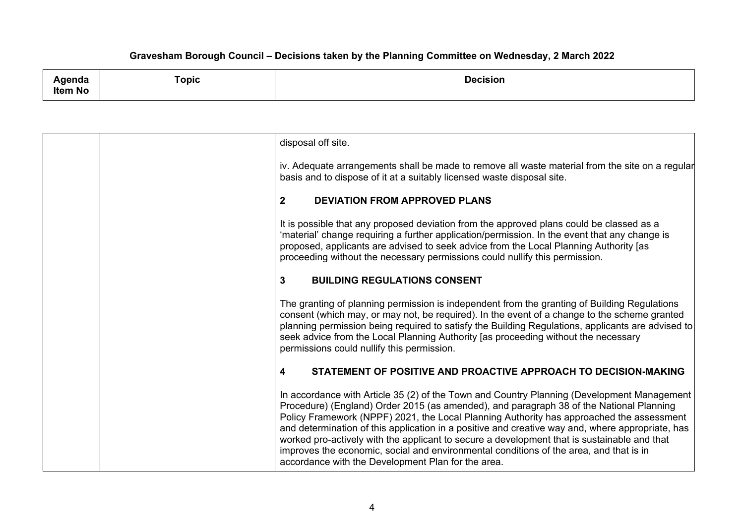# Gravesham Borough Council – Decisions taken by the Planning Committee on Wednesday, 2 March 2022

| Agenda Item No | Topic | Decision |
|---|---|---|
| | | disposal off site.<br><br>iv. Adequate arrangements shall be made to remove all waste material from the site on a regular basis and to dispose of it at a suitably licensed waste disposal site.<br><br>**2 DEVIATION FROM APPROVED PLANS**<br><br>It is possible that any proposed deviation from the approved plans could be classed as a 'material' change requiring a further application/permission. In the event that any change is proposed, applicants are advised to seek advice from the Local Planning Authority [as proceeding without the necessary permissions could nullify this permission.<br><br>**3 BUILDING REGULATIONS CONSENT**<br><br>The granting of planning permission is independent from the granting of Building Regulations consent (which may, or may not, be required). In the event of a change to the scheme granted planning permission being required to satisfy the Building Regulations, applicants are advised to seek advice from the Local Planning Authority [as proceeding without the necessary permissions could nullify this permission.<br><br>**4 STATEMENT OF POSITIVE AND PROACTIVE APPROACH TO DECISION-MAKING**<br><br>In accordance with Article 35 (2) of the Town and Country Planning (Development Management Procedure) (England) Order 2015 (as amended), and paragraph 38 of the National Planning Policy Framework (NPPF) 2021, the Local Planning Authority has approached the assessment and determination of this application in a positive and creative way and, where appropriate, has worked pro-actively with the applicant to secure a development that is sustainable and that improves the economic, social and environmental conditions of the area, and that is in accordance with the Development Plan for the area. |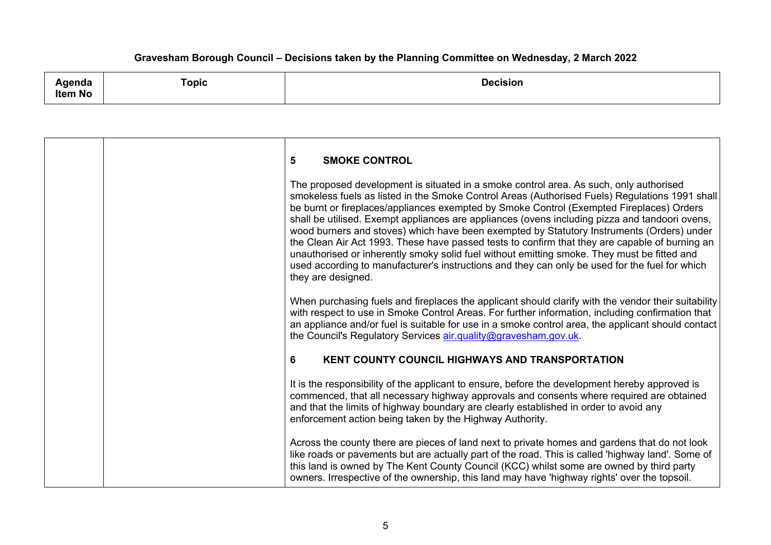**Gravesham Borough Council – Decisions taken by the Planning Committee on Wednesday, 2 March 2022**

| Agenda Item No | Topic | Decision |
|---|---|---|
| | | **5 SMOKE CONTROL**<br><br>The proposed development is situated in a smoke control area. As such, only authorised smokeless fuels as listed in the Smoke Control Areas (Authorised Fuels) Regulations 1991 shall be burnt or fireplaces/appliances exempted by Smoke Control (Exempted Fireplaces) Orders shall be utilised. Exempt appliances are appliances (ovens including pizza and tandoori ovens, wood burners and stoves) which have been exempted by Statutory Instruments (Orders) under the Clean Air Act 1993. These have passed tests to confirm that they are capable of burning an unauthorised or inherently smoky solid fuel without emitting smoke. They must be fitted and used according to manufacturer's instructions and they can only be used for the fuel for which they are designed.<br><br>When purchasing fuels and fireplaces the applicant should clarify with the vendor their suitability with respect to use in Smoke Control Areas. For further information, including confirmation that an appliance and/or fuel is suitable for use in a smoke control area, the applicant should contact the Council's Regulatory Services air.quality@gravesham.gov.uk.<br><br>**6 KENT COUNTY COUNCIL HIGHWAYS AND TRANSPORTATION**<br><br>It is the responsibility of the applicant to ensure, before the development hereby approved is commenced, that all necessary highway approvals and consents where required are obtained and that the limits of highway boundary are clearly established in order to avoid any enforcement action being taken by the Highway Authority.<br><br>Across the county there are pieces of land next to private homes and gardens that do not look like roads or pavements but are actually part of the road. This is called 'highway land'. Some of this land is owned by The Kent County Council (KCC) whilst some are owned by third party owners. Irrespective of the ownership, this land may have 'highway rights' over the topsoil. |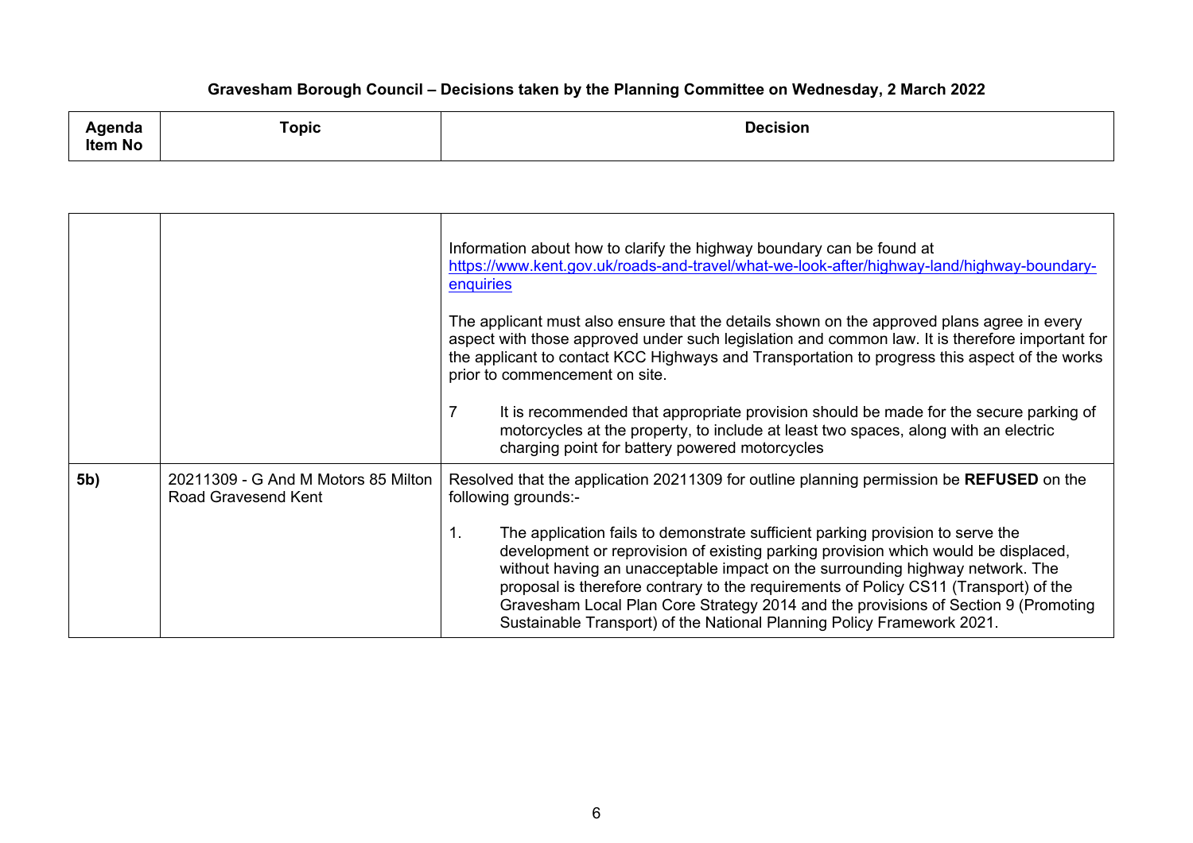## Gravesham Borough Council – Decisions taken by the Planning Committee on Wednesday, 2 March 2022

| Agenda Item No | Topic | Decision |
|---|---|---|
| | | Information about how to clarify the highway boundary can be found at https://www.kent.gov.uk/roads-and-travel/what-we-look-after/highway-land/highway-boundary-enquiries<br><br>The applicant must also ensure that the details shown on the approved plans agree in every aspect with those approved under such legislation and common law. It is therefore important for the applicant to contact KCC Highways and Transportation to progress this aspect of the works prior to commencement on site.<br><br>7 It is recommended that appropriate provision should be made for the secure parking of motorcycles at the property, to include at least two spaces, along with an electric charging point for battery powered motorcycles |
| **5b)** | 20211309 - G And M Motors 85 Milton Road Gravesend Kent | Resolved that the application 20211309 for outline planning permission be **REFUSED** on the following grounds:-<br><br>1. The application fails to demonstrate sufficient parking provision to serve the development or reprovision of existing parking provision which would be displaced, without having an unacceptable impact on the surrounding highway network. The proposal is therefore contrary to the requirements of Policy CS11 (Transport) of the Gravesham Local Plan Core Strategy 2014 and the provisions of Section 9 (Promoting Sustainable Transport) of the National Planning Policy Framework 2021. |